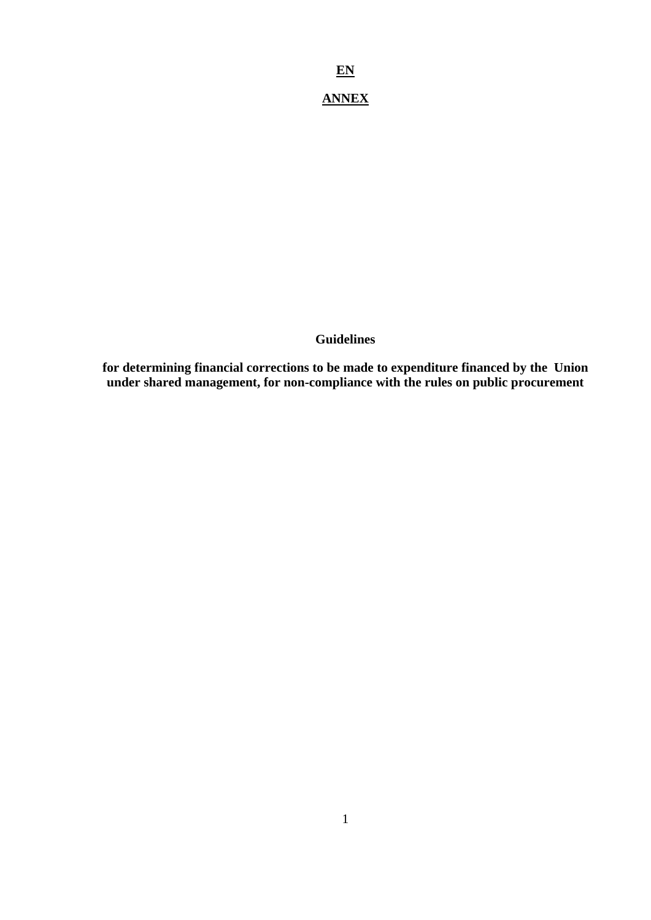**EN**

# ANNEX

## Guidelines

**for determining financial corrections to be made to expenditure financed by the Union under shared management, for non-compliance with the rules on public procurement**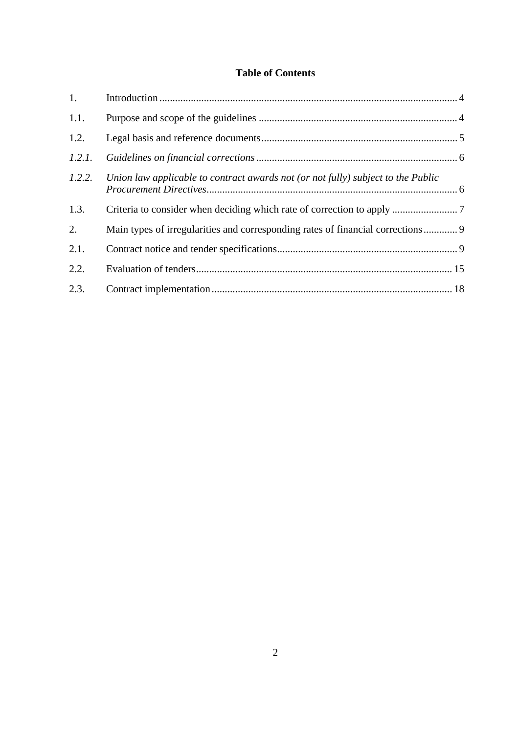**Table of Contents**

| | | |
|---|---|---|
| 1. | Introduction | 4 |
| 1.1. | Purpose and scope of the guidelines | 4 |
| 1.2. | Legal basis and reference documents | 5 |
| *1.2.1.* | *Guidelines on financial corrections* | 6 |
| *1.2.2.* | *Union law applicable to contract awards not (or not fully) subject to the Public Procurement Directives* | 6 |
| 1.3. | Criteria to consider when deciding which rate of correction to apply | 7 |
| 2. | Main types of irregularities and corresponding rates of financial corrections | 9 |
| 2.1. | Contract notice and tender specifications | 9 |
| 2.2. | Evaluation of tenders | 15 |
| 2.3. | Contract implementation | 18 |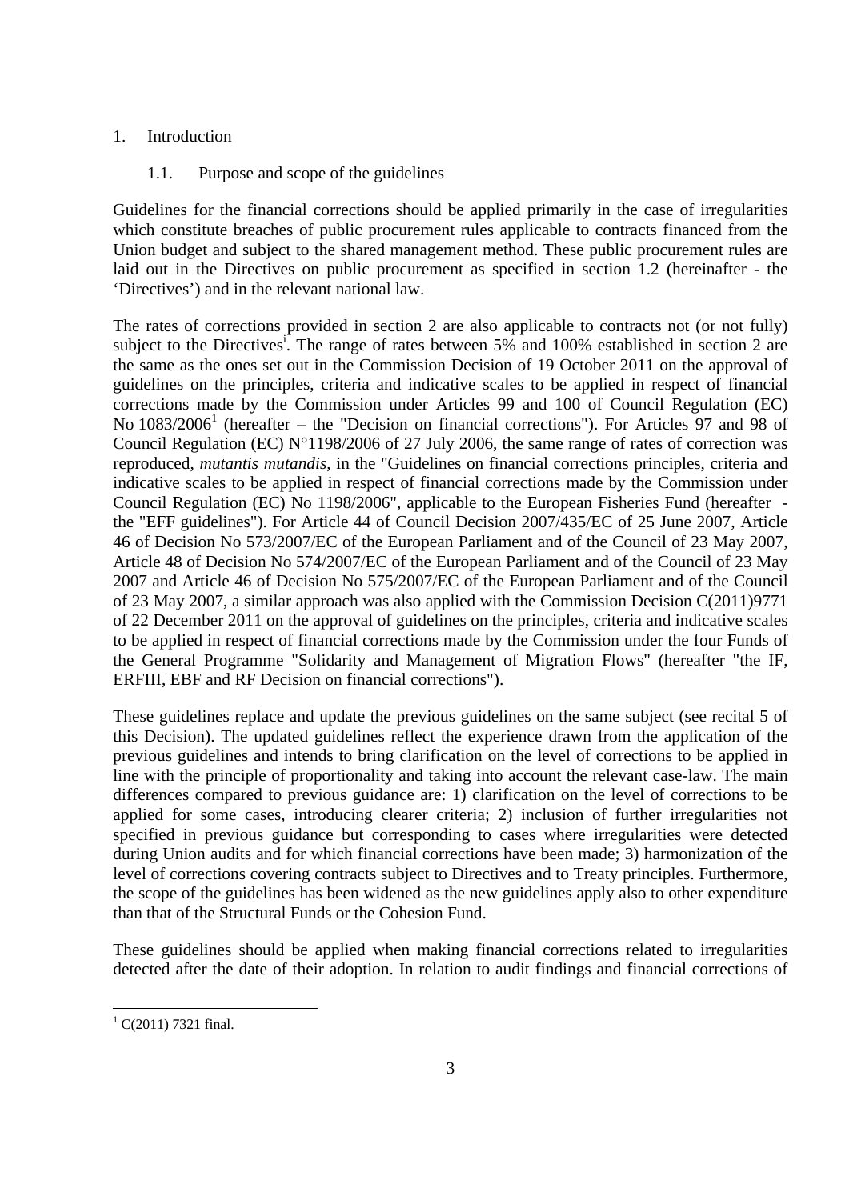1. Introduction

## 1.1. Purpose and scope of the guidelines

Guidelines for the financial corrections should be applied primarily in the case of irregularities which constitute breaches of public procurement rules applicable to contracts financed from the Union budget and subject to the shared management method. These public procurement rules are laid out in the Directives on public procurement as specified in section 1.2 (hereinafter - the 'Directives') and in the relevant national law.

The rates of corrections provided in section 2 are also applicable to contracts not (or not fully) subject to the Directives[i]. The range of rates between 5% and 100% established in section 2 are the same as the ones set out in the Commission Decision of 19 October 2011 on the approval of guidelines on the principles, criteria and indicative scales to be applied in respect of financial corrections made by the Commission under Articles 99 and 100 of Council Regulation (EC) No 1083/2006[1] (hereafter – the "Decision on financial corrections"). For Articles 97 and 98 of Council Regulation (EC) N°1198/2006 of 27 July 2006, the same range of rates of correction was reproduced, *mutantis mutandis*, in the "Guidelines on financial corrections principles, criteria and indicative scales to be applied in respect of financial corrections made by the Commission under Council Regulation (EC) No 1198/2006", applicable to the European Fisheries Fund (hereafter - the "EFF guidelines"). For Article 44 of Council Decision 2007/435/EC of 25 June 2007, Article 46 of Decision No 573/2007/EC of the European Parliament and of the Council of 23 May 2007, Article 48 of Decision No 574/2007/EC of the European Parliament and of the Council of 23 May 2007 and Article 46 of Decision No 575/2007/EC of the European Parliament and of the Council of 23 May 2007, a similar approach was also applied with the Commission Decision C(2011)9771 of 22 December 2011 on the approval of guidelines on the principles, criteria and indicative scales to be applied in respect of financial corrections made by the Commission under the four Funds of the General Programme "Solidarity and Management of Migration Flows" (hereafter "the IF, ERFIII, EBF and RF Decision on financial corrections").

These guidelines replace and update the previous guidelines on the same subject (see recital 5 of this Decision). The updated guidelines reflect the experience drawn from the application of the previous guidelines and intends to bring clarification on the level of corrections to be applied in line with the principle of proportionality and taking into account the relevant case-law. The main differences compared to previous guidance are: 1) clarification on the level of corrections to be applied for some cases, introducing clearer criteria; 2) inclusion of further irregularities not specified in previous guidance but corresponding to cases where irregularities were detected during Union audits and for which financial corrections have been made; 3) harmonization of the level of corrections covering contracts subject to Directives and to Treaty principles. Furthermore, the scope of the guidelines has been widened as the new guidelines apply also to other expenditure than that of the Structural Funds or the Cohesion Fund.

These guidelines should be applied when making financial corrections related to irregularities detected after the date of their adoption. In relation to audit findings and financial corrections of

[1] C(2011) 7321 final.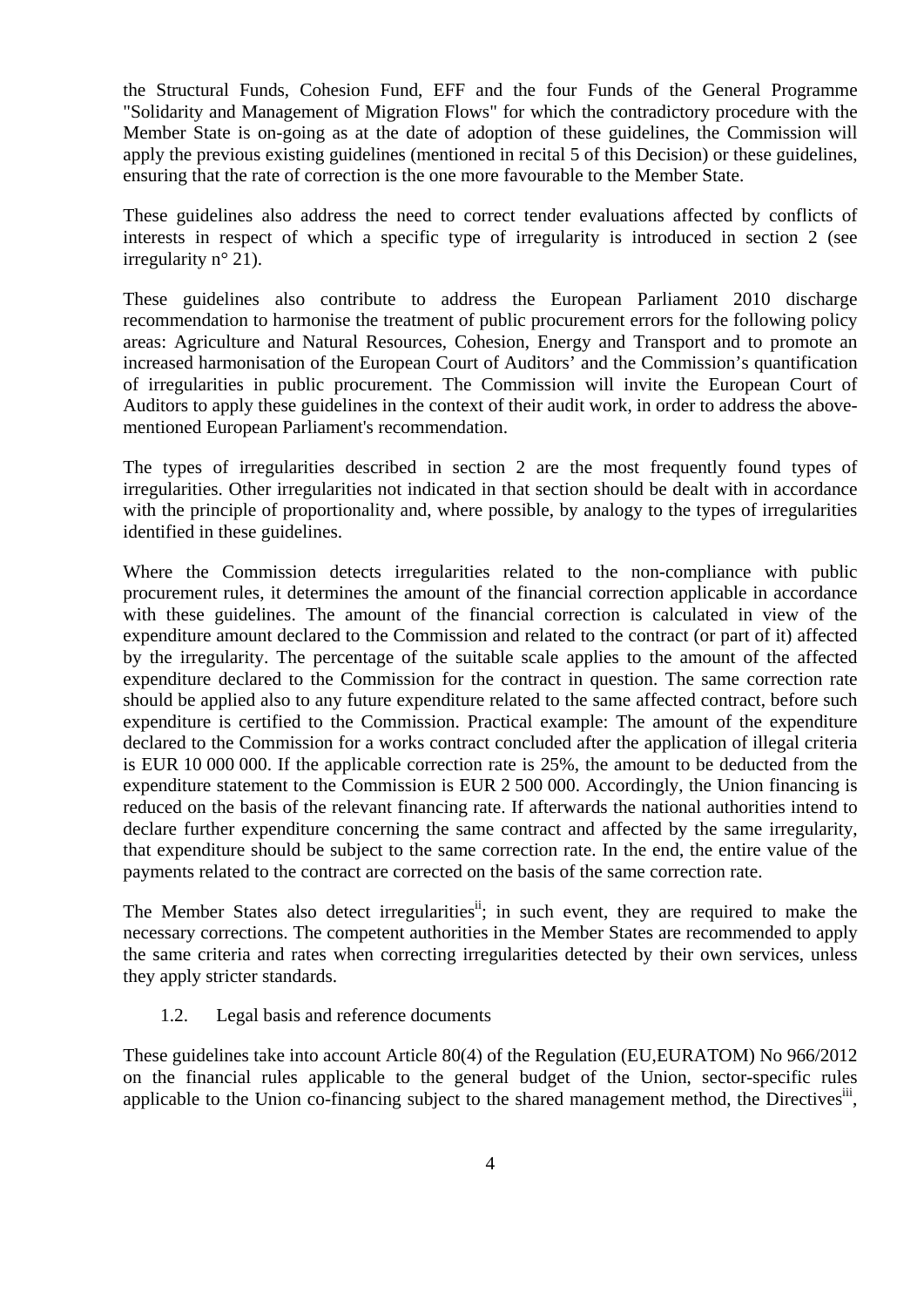the Structural Funds, Cohesion Fund, EFF and the four Funds of the General Programme "Solidarity and Management of Migration Flows" for which the contradictory procedure with the Member State is on-going as at the date of adoption of these guidelines, the Commission will apply the previous existing guidelines (mentioned in recital 5 of this Decision) or these guidelines, ensuring that the rate of correction is the one more favourable to the Member State.

These guidelines also address the need to correct tender evaluations affected by conflicts of interests in respect of which a specific type of irregularity is introduced in section 2 (see irregularity n° 21).

These guidelines also contribute to address the European Parliament 2010 discharge recommendation to harmonise the treatment of public procurement errors for the following policy areas: Agriculture and Natural Resources, Cohesion, Energy and Transport and to promote an increased harmonisation of the European Court of Auditors' and the Commission's quantification of irregularities in public procurement. The Commission will invite the European Court of Auditors to apply these guidelines in the context of their audit work, in order to address the above-mentioned European Parliament's recommendation.

The types of irregularities described in section 2 are the most frequently found types of irregularities. Other irregularities not indicated in that section should be dealt with in accordance with the principle of proportionality and, where possible, by analogy to the types of irregularities identified in these guidelines.

Where the Commission detects irregularities related to the non-compliance with public procurement rules, it determines the amount of the financial correction applicable in accordance with these guidelines. The amount of the financial correction is calculated in view of the expenditure amount declared to the Commission and related to the contract (or part of it) affected by the irregularity. The percentage of the suitable scale applies to the amount of the affected expenditure declared to the Commission for the contract in question. The same correction rate should be applied also to any future expenditure related to the same affected contract, before such expenditure is certified to the Commission. Practical example: The amount of the expenditure declared to the Commission for a works contract concluded after the application of illegal criteria is EUR 10 000 000. If the applicable correction rate is 25%, the amount to be deducted from the expenditure statement to the Commission is EUR 2 500 000. Accordingly, the Union financing is reduced on the basis of the relevant financing rate. If afterwards the national authorities intend to declare further expenditure concerning the same contract and affected by the same irregularity, that expenditure should be subject to the same correction rate. In the end, the entire value of the payments related to the contract are corrected on the basis of the same correction rate.

The Member States also detect irregularities[ii]; in such event, they are required to make the necessary corrections. The competent authorities in the Member States are recommended to apply the same criteria and rates when correcting irregularities detected by their own services, unless they apply stricter standards.

### 1.2. Legal basis and reference documents

These guidelines take into account Article 80(4) of the Regulation (EU,EURATOM) No 966/2012 on the financial rules applicable to the general budget of the Union, sector-specific rules applicable to the Union co-financing subject to the shared management method, the Directives[iii],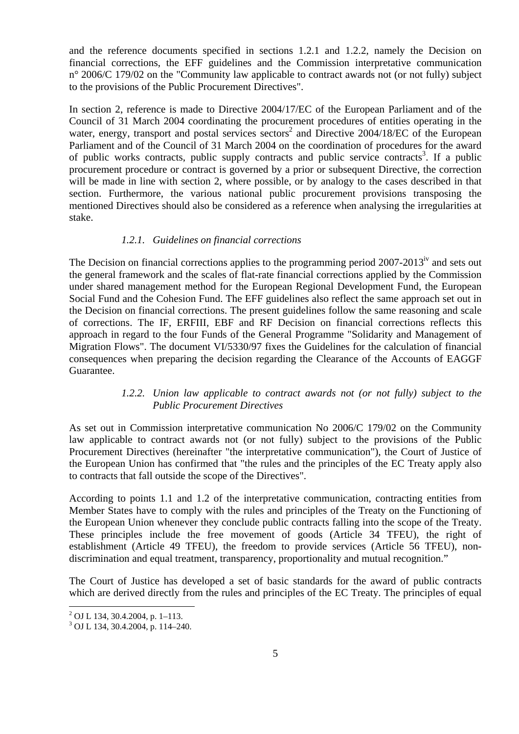and the reference documents specified in sections 1.2.1 and 1.2.2, namely the Decision on financial corrections, the EFF guidelines and the Commission interpretative communication n° 2006/C 179/02 on the "Community law applicable to contract awards not (or not fully) subject to the provisions of the Public Procurement Directives".

In section 2, reference is made to Directive 2004/17/EC of the European Parliament and of the Council of 31 March 2004 coordinating the procurement procedures of entities operating in the water, energy, transport and postal services sectors[2] and Directive 2004/18/EC of the European Parliament and of the Council of 31 March 2004 on the coordination of procedures for the award of public works contracts, public supply contracts and public service contracts[3]. If a public procurement procedure or contract is governed by a prior or subsequent Directive, the correction will be made in line with section 2, where possible, or by analogy to the cases described in that section. Furthermore, the various national public procurement provisions transposing the mentioned Directives should also be considered as a reference when analysing the irregularities at stake.

### *1.2.1. Guidelines on financial corrections*

The Decision on financial corrections applies to the programming period 2007-2013[iv] and sets out the general framework and the scales of flat-rate financial corrections applied by the Commission under shared management method for the European Regional Development Fund, the European Social Fund and the Cohesion Fund. The EFF guidelines also reflect the same approach set out in the Decision on financial corrections. The present guidelines follow the same reasoning and scale of corrections. The IF, ERFIII, EBF and RF Decision on financial corrections reflects this approach in regard to the four Funds of the General Programme "Solidarity and Management of Migration Flows". The document VI/5330/97 fixes the Guidelines for the calculation of financial consequences when preparing the decision regarding the Clearance of the Accounts of EAGGF Guarantee.

### *1.2.2. Union law applicable to contract awards not (or not fully) subject to the Public Procurement Directives*

As set out in Commission interpretative communication No 2006/C 179/02 on the Community law applicable to contract awards not (or not fully) subject to the provisions of the Public Procurement Directives (hereinafter "the interpretative communication"), the Court of Justice of the European Union has confirmed that "the rules and the principles of the EC Treaty apply also to contracts that fall outside the scope of the Directives".

According to points 1.1 and 1.2 of the interpretative communication, contracting entities from Member States have to comply with the rules and principles of the Treaty on the Functioning of the European Union whenever they conclude public contracts falling into the scope of the Treaty. These principles include the free movement of goods (Article 34 TFEU), the right of establishment (Article 49 TFEU), the freedom to provide services (Article 56 TFEU), non-discrimination and equal treatment, transparency, proportionality and mutual recognition."

The Court of Justice has developed a set of basic standards for the award of public contracts which are derived directly from the rules and principles of the EC Treaty. The principles of equal

---

[2] OJ L 134, 30.4.2004, p. 1–113.

[3] OJ L 134, 30.4.2004, p. 114–240.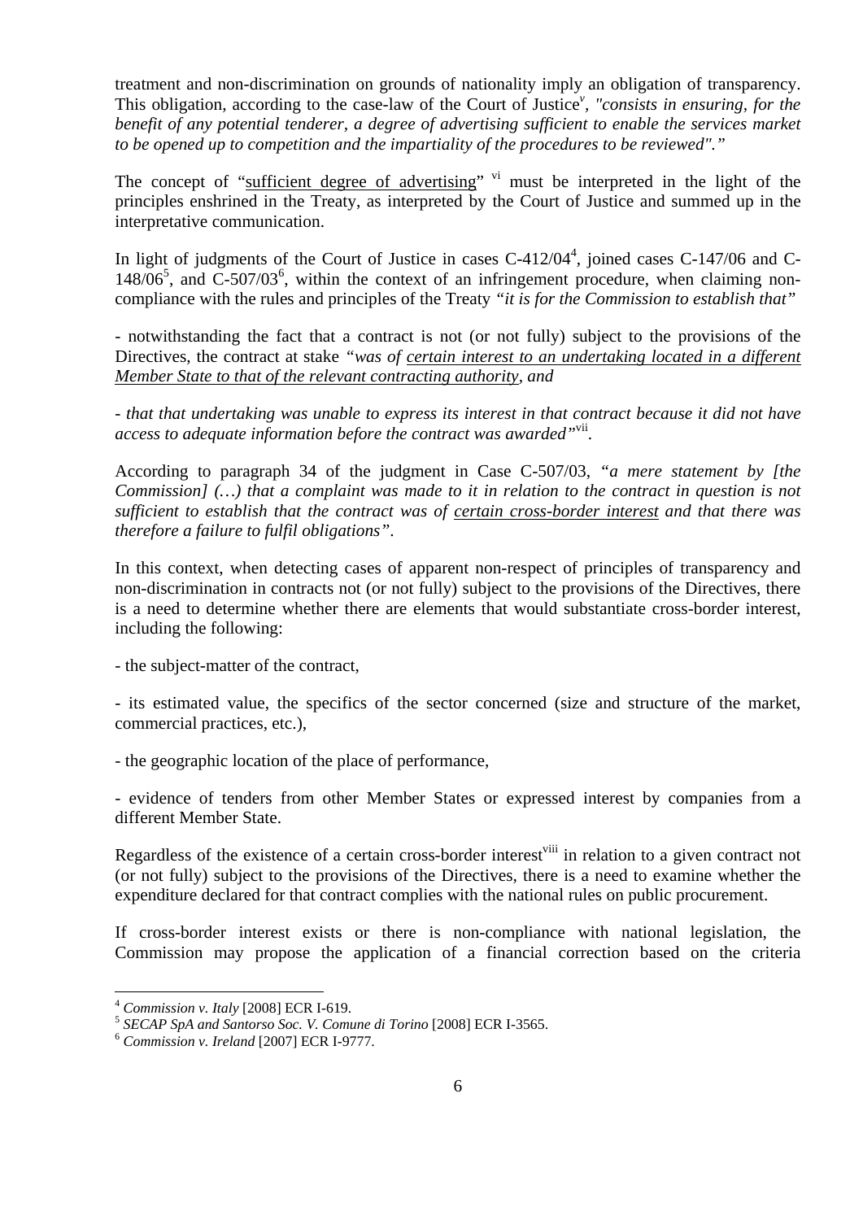treatment and non-discrimination on grounds of nationality imply an obligation of transparency. This obligation, according to the case-law of the Court of Justice[v], *"consists in ensuring, for the benefit of any potential tenderer, a degree of advertising sufficient to enable the services market to be opened up to competition and the impartiality of the procedures to be reviewed"."*

The concept of "sufficient degree of advertising" [vi] must be interpreted in the light of the principles enshrined in the Treaty, as interpreted by the Court of Justice and summed up in the interpretative communication.

In light of judgments of the Court of Justice in cases C-412/04[4], joined cases C-147/06 and C-148/06[5], and C-507/03[6], within the context of an infringement procedure, when claiming non-compliance with the rules and principles of the Treaty *"it is for the Commission to establish that"*

- notwithstanding the fact that a contract is not (or not fully) subject to the provisions of the Directives, the contract at stake *"was of certain interest to an undertaking located in a different Member State to that of the relevant contracting authority, and*

- *that that undertaking was unable to express its interest in that contract because it did not have access to adequate information before the contract was awarded"*[vii].

According to paragraph 34 of the judgment in Case C-507/03, *"a mere statement by [the Commission] (…) that a complaint was made to it in relation to the contract in question is not sufficient to establish that the contract was of certain cross-border interest and that there was therefore a failure to fulfil obligations"*.

In this context, when detecting cases of apparent non-respect of principles of transparency and non-discrimination in contracts not (or not fully) subject to the provisions of the Directives, there is a need to determine whether there are elements that would substantiate cross-border interest, including the following:

- the subject-matter of the contract,

- its estimated value, the specifics of the sector concerned (size and structure of the market, commercial practices, etc.),

- the geographic location of the place of performance,

- evidence of tenders from other Member States or expressed interest by companies from a different Member State.

Regardless of the existence of a certain cross-border interest[viii] in relation to a given contract not (or not fully) subject to the provisions of the Directives, there is a need to examine whether the expenditure declared for that contract complies with the national rules on public procurement.

If cross-border interest exists or there is non-compliance with national legislation, the Commission may propose the application of a financial correction based on the criteria

---

[4] *Commission v. Italy* [2008] ECR I-619.

[5] *SECAP SpA and Santorso Soc. V. Comune di Torino* [2008] ECR I-3565.

[6] *Commission v. Ireland* [2007] ECR I-9777.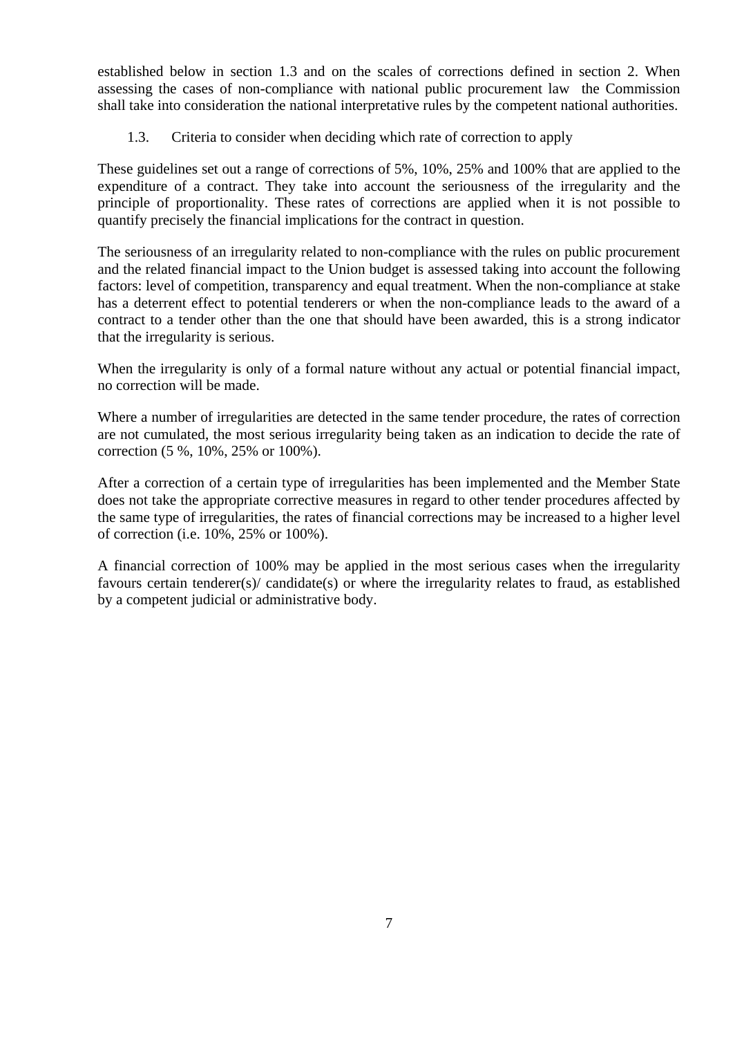established below in section 1.3 and on the scales of corrections defined in section 2. When assessing the cases of non-compliance with national public procurement law  the Commission shall take into consideration the national interpretative rules by the competent national authorities.

### 1.3. Criteria to consider when deciding which rate of correction to apply

These guidelines set out a range of corrections of 5%, 10%, 25% and 100% that are applied to the expenditure of a contract. They take into account the seriousness of the irregularity and the principle of proportionality. These rates of corrections are applied when it is not possible to quantify precisely the financial implications for the contract in question.

The seriousness of an irregularity related to non-compliance with the rules on public procurement and the related financial impact to the Union budget is assessed taking into account the following factors: level of competition, transparency and equal treatment. When the non-compliance at stake has a deterrent effect to potential tenderers or when the non-compliance leads to the award of a contract to a tender other than the one that should have been awarded, this is a strong indicator that the irregularity is serious.

When the irregularity is only of a formal nature without any actual or potential financial impact, no correction will be made.

Where a number of irregularities are detected in the same tender procedure, the rates of correction are not cumulated, the most serious irregularity being taken as an indication to decide the rate of correction (5 %, 10%, 25% or 100%).

After a correction of a certain type of irregularities has been implemented and the Member State does not take the appropriate corrective measures in regard to other tender procedures affected by the same type of irregularities, the rates of financial corrections may be increased to a higher level of correction (i.e. 10%, 25% or 100%).

A financial correction of 100% may be applied in the most serious cases when the irregularity favours certain tenderer(s)/ candidate(s) or where the irregularity relates to fraud, as established by a competent judicial or administrative body.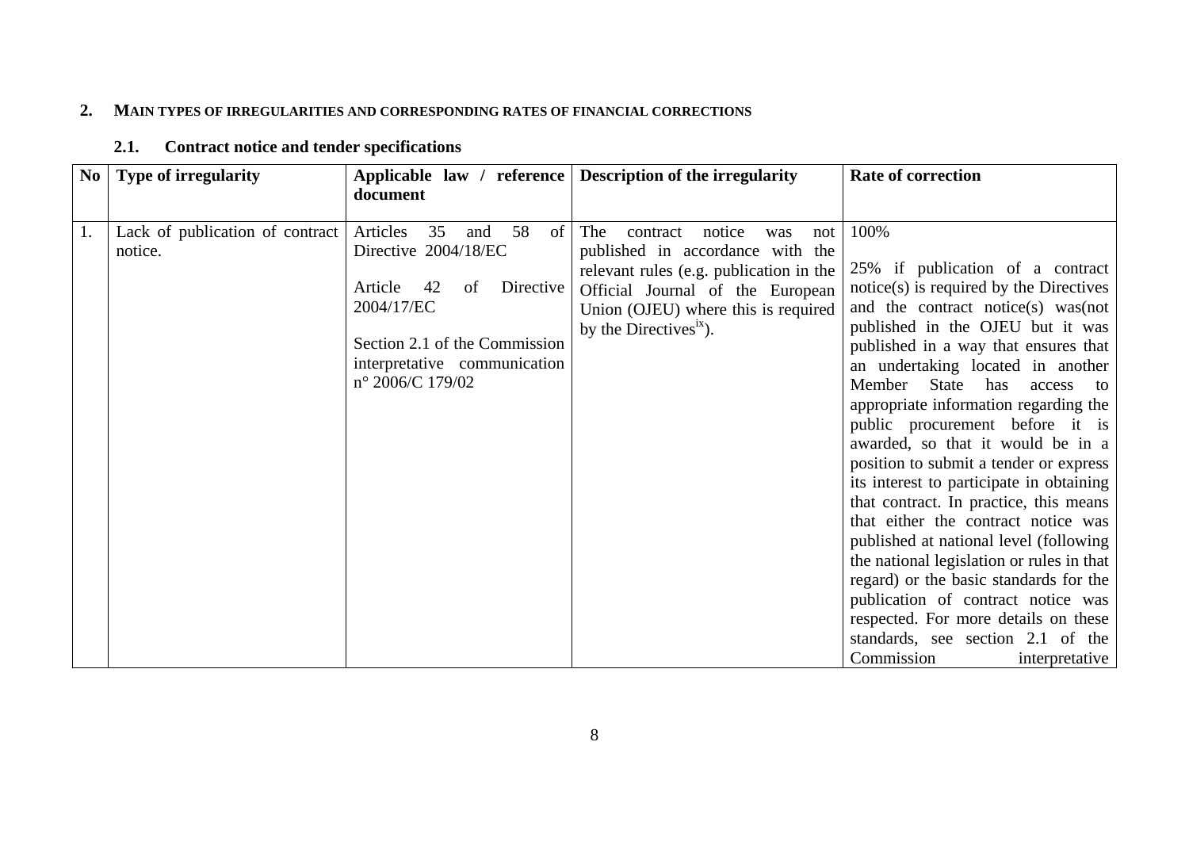## 2. MAIN TYPES OF IRREGULARITIES AND CORRESPONDING RATES OF FINANCIAL CORRECTIONS

### 2.1. Contract notice and tender specifications

| No | Type of irregularity | Applicable law / reference document | Description of the irregularity | Rate of correction |
|---|---|---|---|---|
| 1. | Lack of publication of contract notice. | Articles 35 and 58 of Directive 2004/18/EC<br><br>Article 42 of Directive 2004/17/EC<br><br>Section 2.1 of the Commission interpretative communication n° 2006/C 179/02 | The contract notice was not published in accordance with the relevant rules (e.g. publication in the Official Journal of the European Union (OJEU) where this is required by the Directives[ix]). | 100%<br><br>25% if publication of a contract notice(s) is required by the Directives and the contract notice(s) was(not published in the OJEU but it was published in a way that ensures that an undertaking located in another Member State has access to appropriate information regarding the public procurement before it is awarded, so that it would be in a position to submit a tender or express its interest to participate in obtaining that contract. In practice, this means that either the contract notice was published at national level (following the national legislation or rules in that regard) or the basic standards for the publication of contract notice was respected. For more details on these standards, see section 2.1 of the Commission interpretative |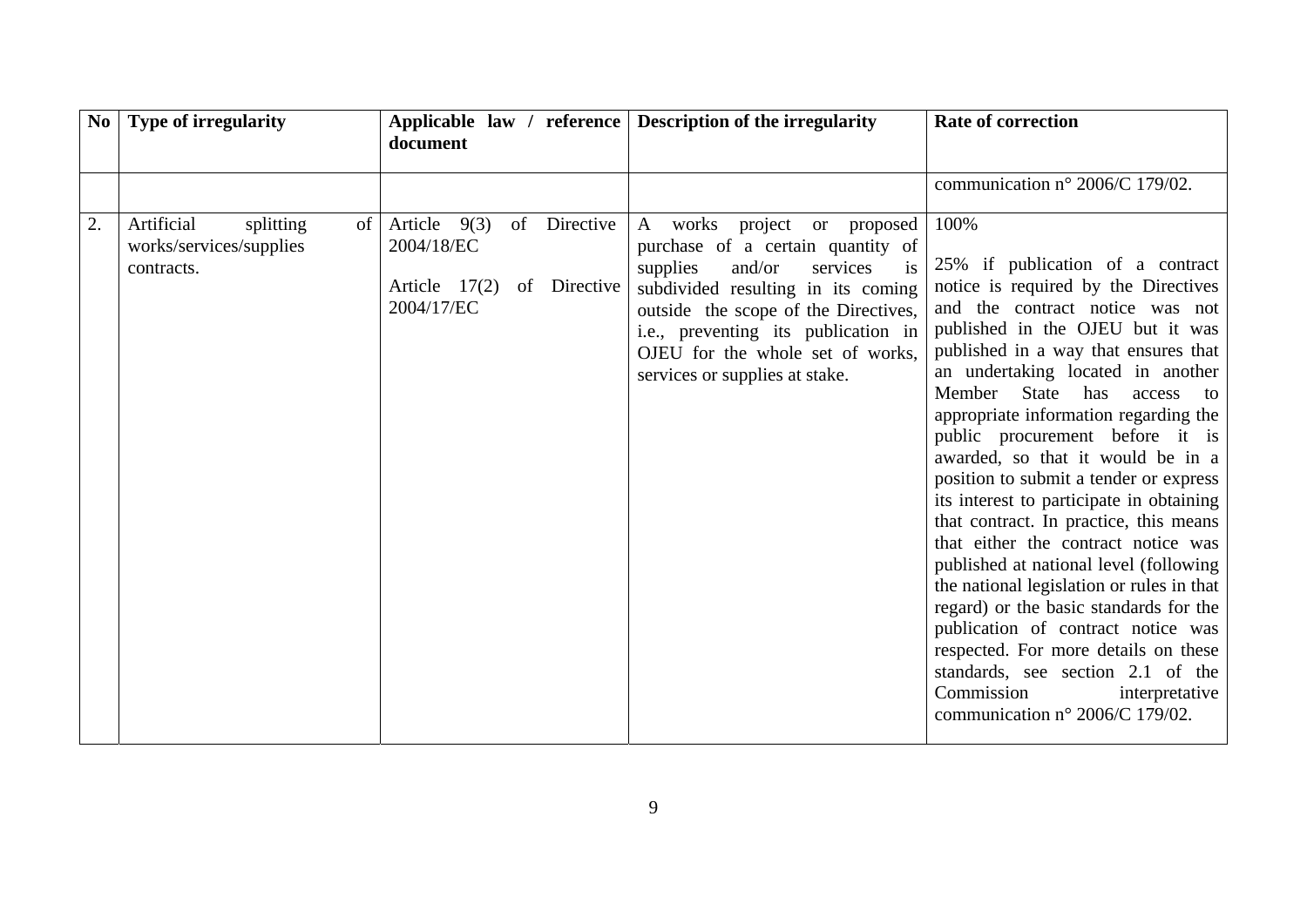| No | Type of irregularity | Applicable law / reference document | Description of the irregularity | Rate of correction |
|---|---|---|---|---|
| | | | | communication n° 2006/C 179/02. |
| 2. | Artificial splitting of works/services/supplies contracts. | Article 9(3) of Directive 2004/18/EC<br><br>Article 17(2) of Directive 2004/17/EC | A works project or proposed purchase of a certain quantity of supplies and/or services is subdivided resulting in its coming outside the scope of the Directives, i.e., preventing its publication in OJEU for the whole set of works, services or supplies at stake. | 100%<br><br>25% if publication of a contract notice is required by the Directives and the contract notice was not published in the OJEU but it was published in a way that ensures that an undertaking located in another Member State has access to appropriate information regarding the public procurement before it is awarded, so that it would be in a position to submit a tender or express its interest to participate in obtaining that contract. In practice, this means that either the contract notice was published at national level (following the national legislation or rules in that regard) or the basic standards for the publication of contract notice was respected. For more details on these standards, see section 2.1 of the Commission interpretative communication n° 2006/C 179/02. |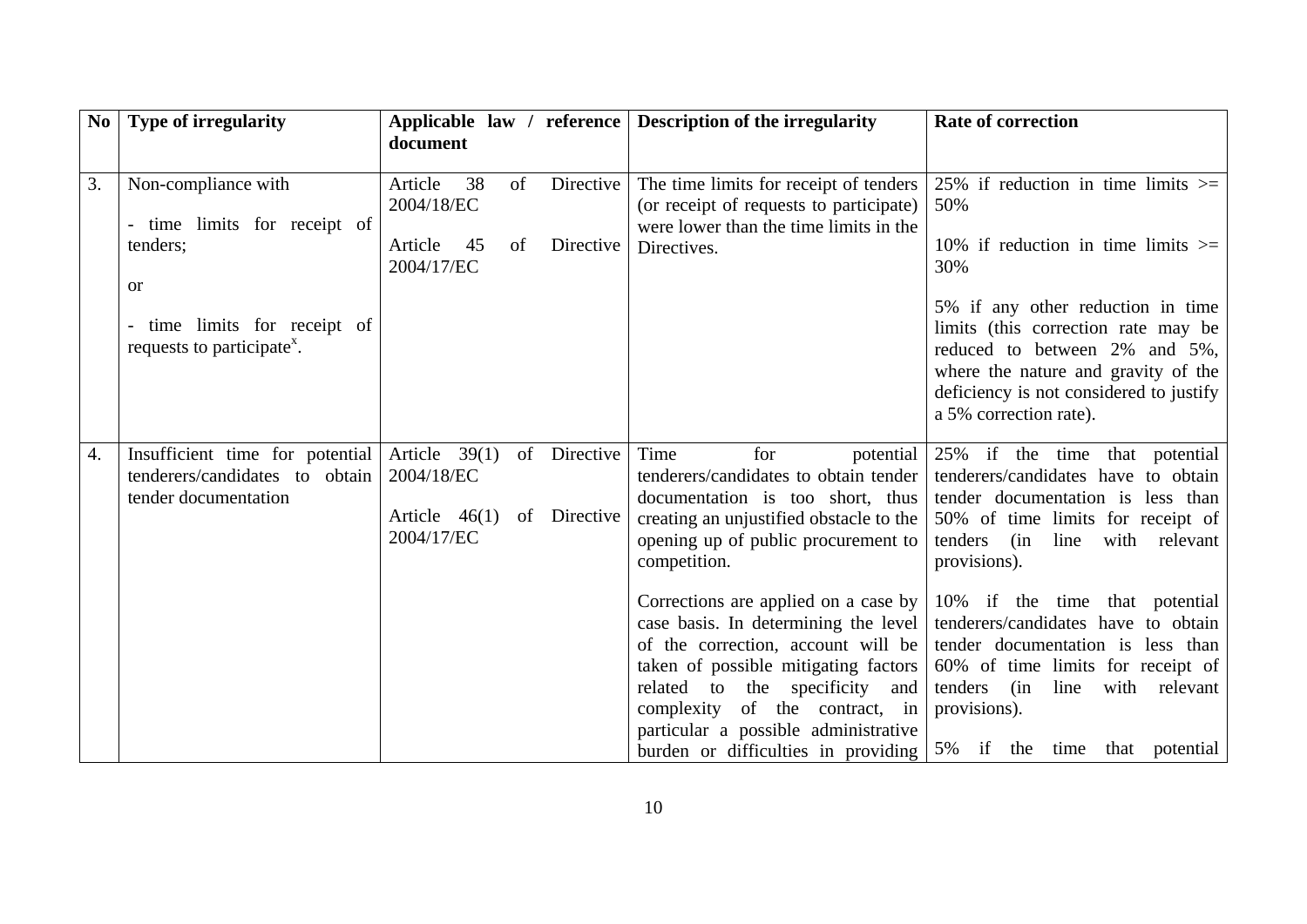| No | Type of irregularity | Applicable law / reference document | Description of the irregularity | Rate of correction |
|---|---|---|---|---|
| 3. | Non-compliance with<br><br>- time limits for receipt of tenders;<br><br>or<br><br>- time limits for receipt of requests to participate[x]. | Article 38 of Directive 2004/18/EC<br><br>Article 45 of Directive 2004/17/EC | The time limits for receipt of tenders (or receipt of requests to participate) were lower than the time limits in the Directives. | 25% if reduction in time limits >= 50%<br><br>10% if reduction in time limits >= 30%<br><br>5% if any other reduction in time limits (this correction rate may be reduced to between 2% and 5%, where the nature and gravity of the deficiency is not considered to justify a 5% correction rate). |
| 4. | Insufficient time for potential tenderers/candidates to obtain tender documentation | Article 39(1) of Directive 2004/18/EC<br><br>Article 46(1) of Directive 2004/17/EC | Time for potential tenderers/candidates to obtain tender documentation is too short, thus creating an unjustified obstacle to the opening up of public procurement to competition.<br><br>Corrections are applied on a case by case basis. In determining the level of the correction, account will be taken of possible mitigating factors related to the specificity and complexity of the contract, in particular a possible administrative burden or difficulties in providing | 25% if the time that potential tenderers/candidates have to obtain tender documentation is less than 50% of time limits for receipt of tenders (in line with relevant provisions).<br><br>10% if the time that potential tenderers/candidates have to obtain tender documentation is less than 60% of time limits for receipt of tenders (in line with relevant provisions).<br><br>5% if the time that potential |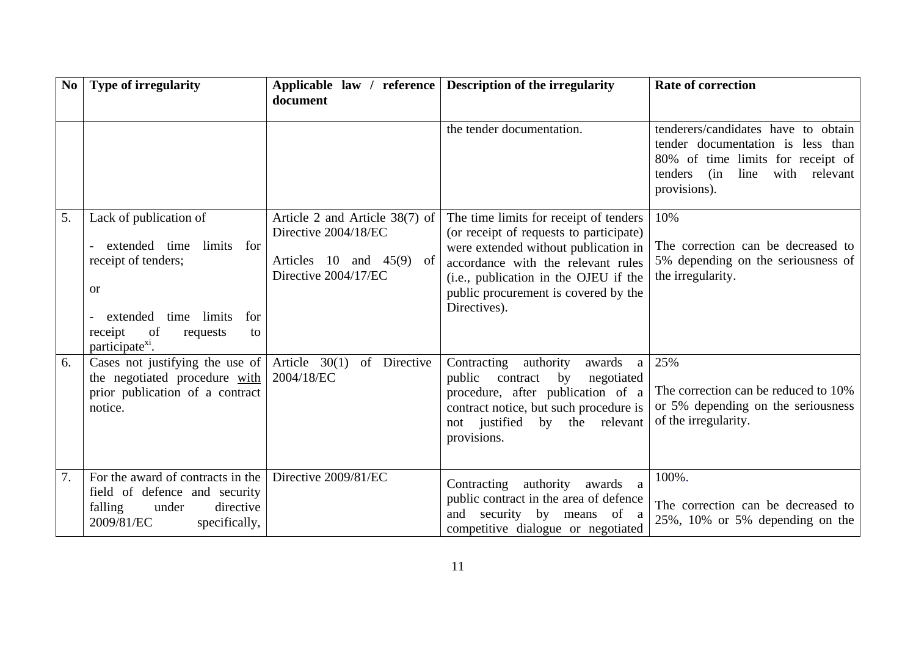| No | Type of irregularity | Applicable law / reference document | Description of the irregularity | Rate of correction |
|---|---|---|---|---|
| | | | the tender documentation. | tenderers/candidates have to obtain tender documentation is less than 80% of time limits for receipt of tenders (in line with relevant provisions). |
| 5. | Lack of publication of<br><br>- extended time limits for receipt of tenders;<br><br>or<br><br>- extended time limits for receipt of requests to participate[xi]. | Article 2 and Article 38(7) of Directive 2004/18/EC<br><br>Articles 10 and 45(9) of Directive 2004/17/EC | The time limits for receipt of tenders (or receipt of requests to participate) were extended without publication in accordance with the relevant rules (i.e., publication in the OJEU if the public procurement is covered by the Directives). | 10%<br><br>The correction can be decreased to 5% depending on the seriousness of the irregularity. |
| 6. | Cases not justifying the use of the negotiated procedure with prior publication of a contract notice. | Article 30(1) of Directive 2004/18/EC | Contracting authority awards a public contract by negotiated procedure, after publication of a contract notice, but such procedure is not justified by the relevant provisions. | 25%<br><br>The correction can be reduced to 10% or 5% depending on the seriousness of the irregularity. |
| 7. | For the award of contracts in the field of defence and security falling under directive 2009/81/EC specifically, | Directive 2009/81/EC | Contracting authority awards a public contract in the area of defence and security by means of a competitive dialogue or negotiated | 100%.<br><br>The correction can be decreased to 25%, 10% or 5% depending on the |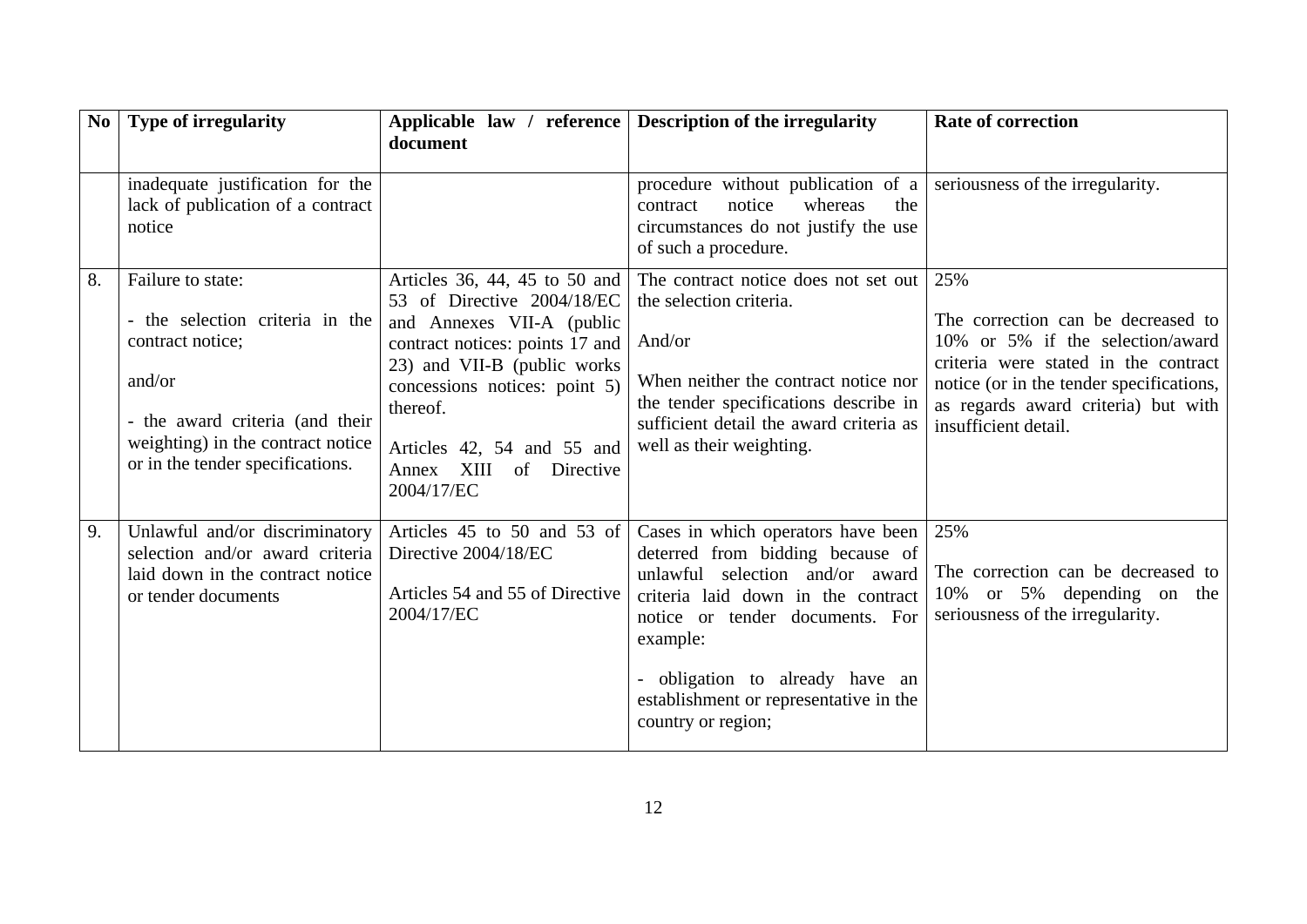| No | Type of irregularity | Applicable law / reference document | Description of the irregularity | Rate of correction |
|---|---|---|---|---|
| | inadequate justification for the lack of publication of a contract notice | | procedure without publication of a contract notice whereas the circumstances do not justify the use of such a procedure. | seriousness of the irregularity. |
| 8. | Failure to state:<br><br>- the selection criteria in the contract notice;<br><br>and/or<br><br>- the award criteria (and their weighting) in the contract notice or in the tender specifications. | Articles 36, 44, 45 to 50 and 53 of Directive 2004/18/EC and Annexes VII-A (public contract notices: points 17 and 23) and VII-B (public works concessions notices: point 5) thereof.<br><br>Articles 42, 54 and 55 and Annex XIII of Directive 2004/17/EC | The contract notice does not set out the selection criteria.<br><br>And/or<br><br>When neither the contract notice nor the tender specifications describe in sufficient detail the award criteria as well as their weighting. | 25%<br><br>The correction can be decreased to 10% or 5% if the selection/award criteria were stated in the contract notice (or in the tender specifications, as regards award criteria) but with insufficient detail. |
| 9. | Unlawful and/or discriminatory selection and/or award criteria laid down in the contract notice or tender documents | Articles 45 to 50 and 53 of Directive 2004/18/EC<br><br>Articles 54 and 55 of Directive 2004/17/EC | Cases in which operators have been deterred from bidding because of unlawful selection and/or award criteria laid down in the contract notice or tender documents. For example:<br><br>- obligation to already have an establishment or representative in the country or region; | 25%<br><br>The correction can be decreased to 10% or 5% depending on the seriousness of the irregularity. |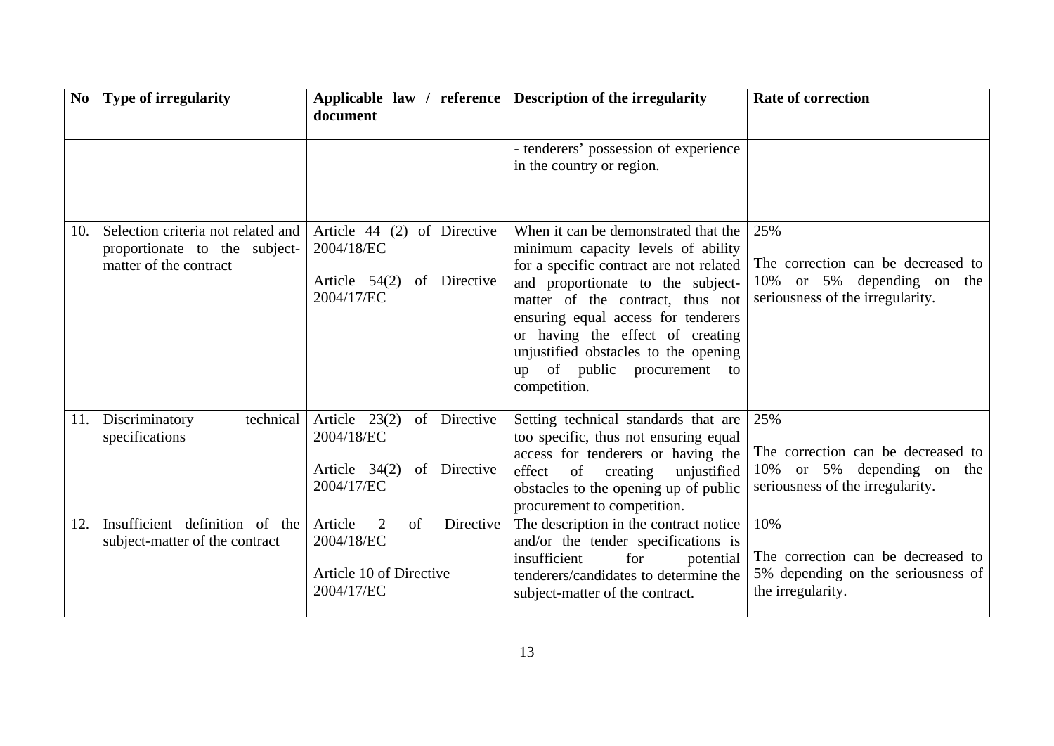| No | Type of irregularity | Applicable law / reference document | Description of the irregularity | Rate of correction |
|---|---|---|---|---|
| | | | - tenderers' possession of experience in the country or region. | |
| 10. | Selection criteria not related and proportionate to the subject-matter of the contract | Article 44 (2) of Directive 2004/18/EC<br><br>Article 54(2) of Directive 2004/17/EC | When it can be demonstrated that the minimum capacity levels of ability for a specific contract are not related and proportionate to the subject-matter of the contract, thus not ensuring equal access for tenderers or having the effect of creating unjustified obstacles to the opening up of public procurement to competition. | 25%<br><br>The correction can be decreased to 10% or 5% depending on the seriousness of the irregularity. |
| 11. | Discriminatory technical specifications | Article 23(2) of Directive 2004/18/EC<br><br>Article 34(2) of Directive 2004/17/EC | Setting technical standards that are too specific, thus not ensuring equal access for tenderers or having the effect of creating unjustified obstacles to the opening up of public procurement to competition. | 25%<br><br>The correction can be decreased to 10% or 5% depending on the seriousness of the irregularity. |
| 12. | Insufficient definition of the subject-matter of the contract | Article 2 of Directive 2004/18/EC<br><br>Article 10 of Directive 2004/17/EC | The description in the contract notice and/or the tender specifications is insufficient for potential tenderers/candidates to determine the subject-matter of the contract. | 10%<br><br>The correction can be decreased to 5% depending on the seriousness of the irregularity. |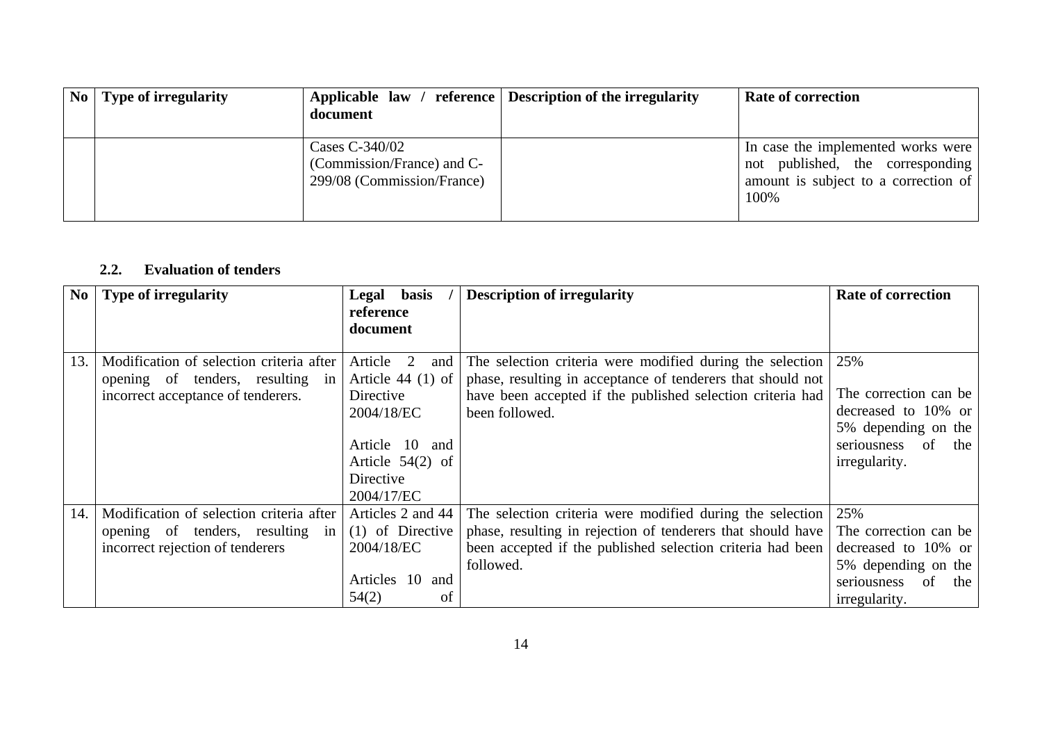| No | Type of irregularity | Applicable law / reference document | Description of the irregularity | Rate of correction |
|---|---|---|---|---|
| | | Cases C-340/02 (Commission/France) and C-299/08 (Commission/France) | | In case the implemented works were not published, the corresponding amount is subject to a correction of 100% |

### 2.2. Evaluation of tenders

| No | Type of irregularity | Legal basis / reference document | Description of irregularity | Rate of correction |
|---|---|---|---|---|
| 13. | Modification of selection criteria after opening of tenders, resulting in incorrect acceptance of tenderers. | Article 2 and Article 44 (1) of Directive 2004/18/EC<br><br>Article 10 and Article 54(2) of Directive 2004/17/EC | The selection criteria were modified during the selection phase, resulting in acceptance of tenderers that should not have been accepted if the published selection criteria had been followed. | 25%<br><br>The correction can be decreased to 10% or 5% depending on the seriousness of the irregularity. |
| 14. | Modification of selection criteria after opening of tenders, resulting in incorrect rejection of tenderers | Articles 2 and 44 (1) of Directive 2004/18/EC<br><br>Articles 10 and 54(2) of | The selection criteria were modified during the selection phase, resulting in rejection of tenderers that should have been accepted if the published selection criteria had been followed. | 25%<br>The correction can be decreased to 10% or 5% depending on the seriousness of the irregularity. |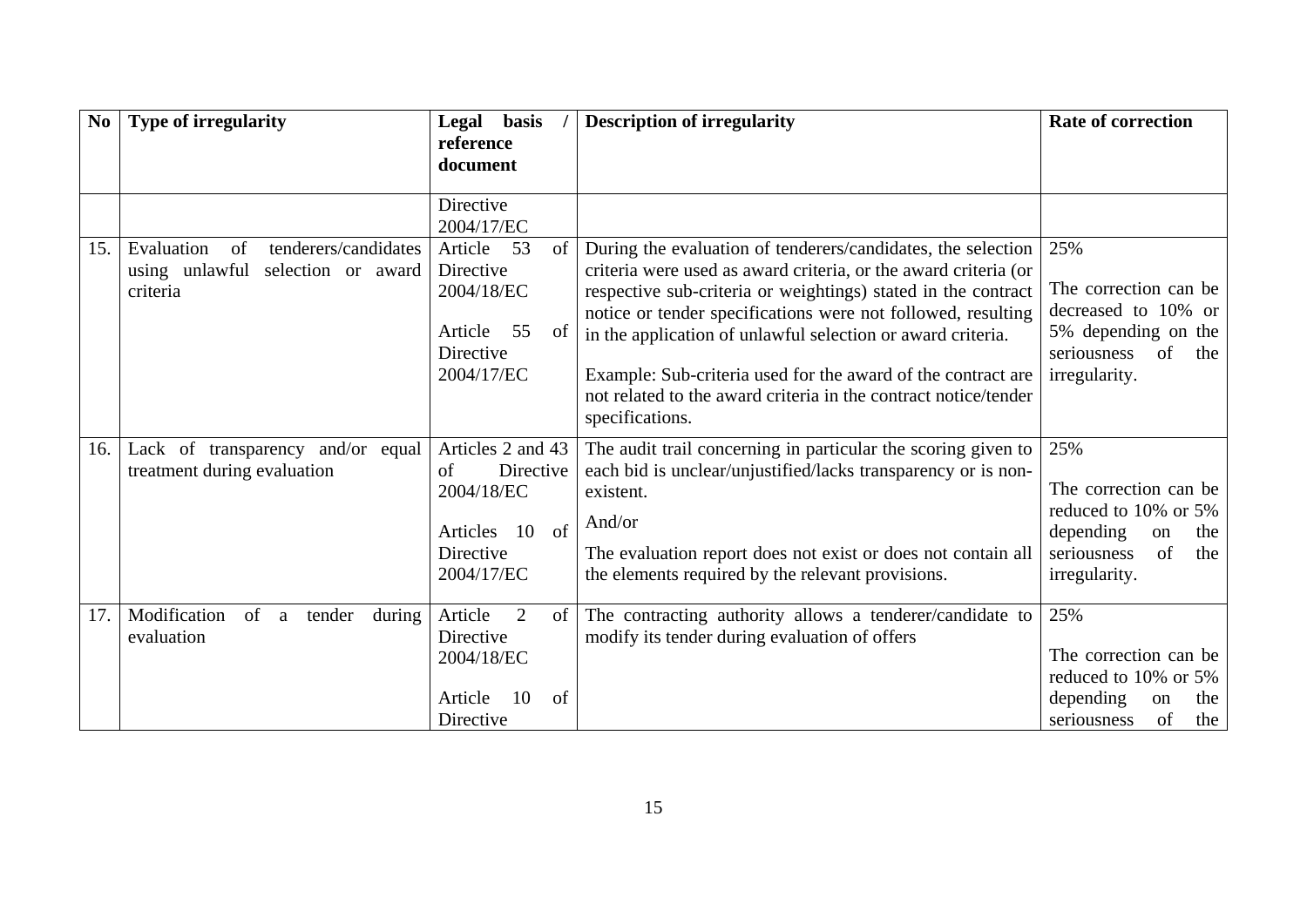| No | Type of irregularity | Legal basis / reference document | Description of irregularity | Rate of correction |
|---|---|---|---|---|
| | | Directive 2004/17/EC | | |
| 15. | Evaluation of tenderers/candidates using unlawful selection or award criteria | Article 53 of Directive 2004/18/EC<br><br>Article 55 of Directive 2004/17/EC | During the evaluation of tenderers/candidates, the selection criteria were used as award criteria, or the award criteria (or respective sub-criteria or weightings) stated in the contract notice or tender specifications were not followed, resulting in the application of unlawful selection or award criteria.<br><br>Example: Sub-criteria used for the award of the contract are not related to the award criteria in the contract notice/tender specifications. | 25%<br><br>The correction can be decreased to 10% or 5% depending on the seriousness of the irregularity. |
| 16. | Lack of transparency and/or equal treatment during evaluation | Articles 2 and 43 of Directive 2004/18/EC<br><br>Articles 10 of Directive 2004/17/EC | The audit trail concerning in particular the scoring given to each bid is unclear/unjustified/lacks transparency or is non-existent.<br><br>And/or<br><br>The evaluation report does not exist or does not contain all the elements required by the relevant provisions. | 25%<br><br>The correction can be reduced to 10% or 5% depending on the seriousness of the irregularity. |
| 17. | Modification of a tender during evaluation | Article 2 of Directive 2004/18/EC<br><br>Article 10 of Directive | The contracting authority allows a tenderer/candidate to modify its tender during evaluation of offers | 25%<br><br>The correction can be reduced to 10% or 5% depending on the seriousness of the |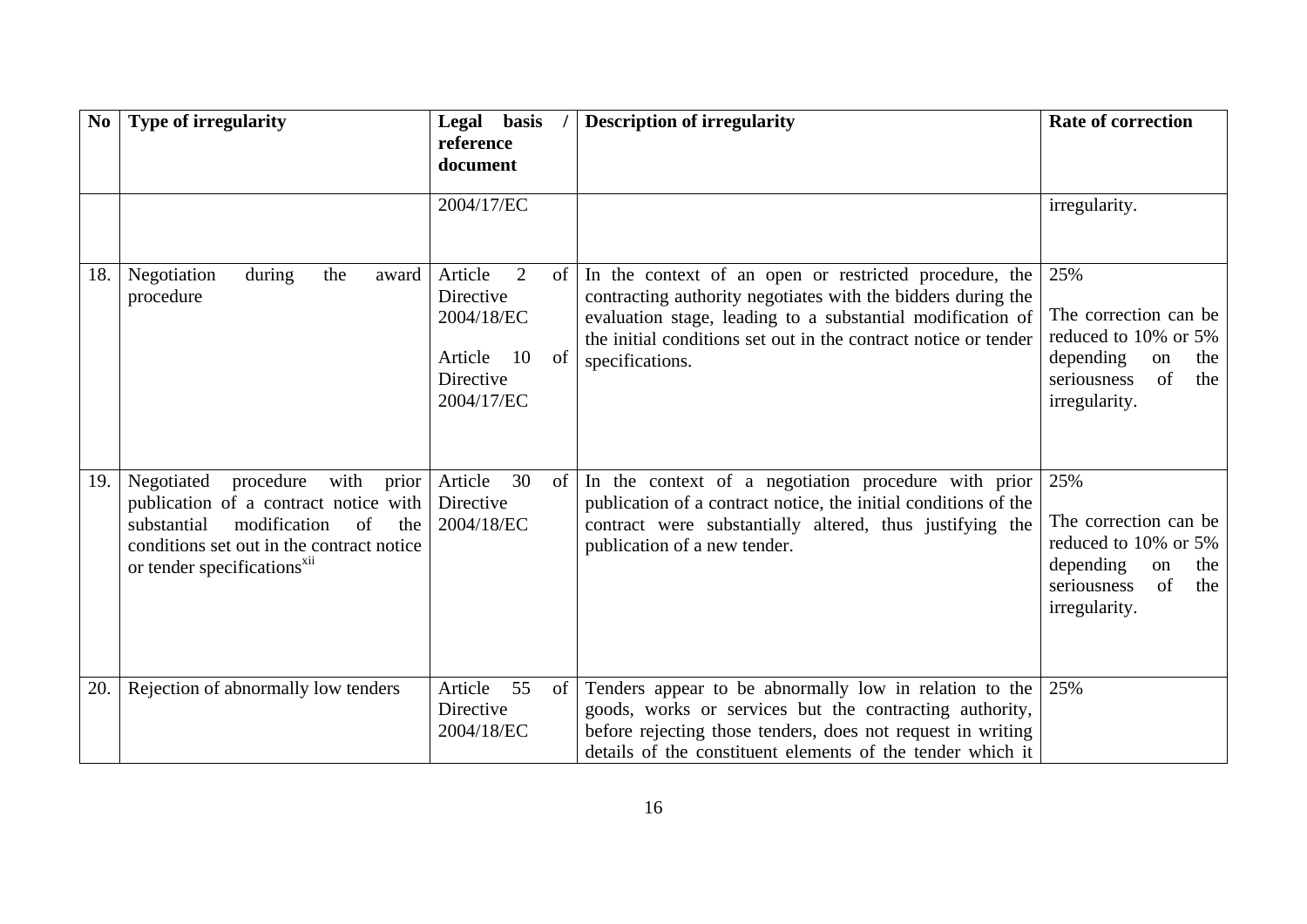| No | Type of irregularity | Legal basis / reference document | Description of irregularity | Rate of correction |
|---|---|---|---|---|
| | | 2004/17/EC | | irregularity. |
| 18. | Negotiation during the award procedure | Article 2 of Directive 2004/18/EC<br><br>Article 10 of Directive 2004/17/EC | In the context of an open or restricted procedure, the contracting authority negotiates with the bidders during the evaluation stage, leading to a substantial modification of the initial conditions set out in the contract notice or tender specifications. | 25%<br><br>The correction can be reduced to 10% or 5% depending on the seriousness of the irregularity. |
| 19. | Negotiated procedure with prior publication of a contract notice with substantial modification of the conditions set out in the contract notice or tender specifications[xii] | Article 30 of Directive 2004/18/EC | In the context of a negotiation procedure with prior publication of a contract notice, the initial conditions of the contract were substantially altered, thus justifying the publication of a new tender. | 25%<br><br>The correction can be reduced to 10% or 5% depending on the seriousness of the irregularity. |
| 20. | Rejection of abnormally low tenders | Article 55 of Directive 2004/18/EC | Tenders appear to be abnormally low in relation to the goods, works or services but the contracting authority, before rejecting those tenders, does not request in writing details of the constituent elements of the tender which it | 25% |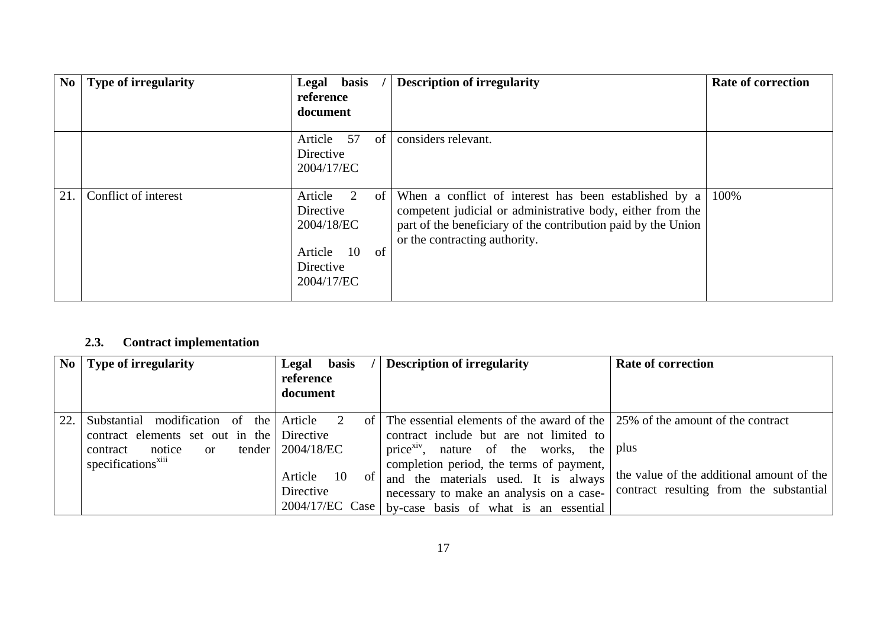| No | Type of irregularity | Legal basis / reference document | Description of irregularity | Rate of correction |
|---|---|---|---|---|
| | | Article 57 of Directive 2004/17/EC | considers relevant. | |
| 21. | Conflict of interest | Article 2 of Directive 2004/18/EC<br><br>Article 10 of Directive 2004/17/EC | When a conflict of interest has been established by a competent judicial or administrative body, either from the part of the beneficiary of the contribution paid by the Union or the contracting authority. | 100% |

### 2.3. Contract implementation

| No | Type of irregularity | Legal basis / reference document | Description of irregularity | Rate of correction |
|---|---|---|---|---|
| 22. | Substantial modification of the contract elements set out in the contract notice or tender specifications[xiii] | Article 2 of Directive 2004/18/EC<br><br>Article 10 of Directive 2004/17/EC Case | The essential elements of the award of the contract include but are not limited to price[xiv], nature of the works, the completion period, the terms of payment, and the materials used. It is always necessary to make an analysis on a case-by-case basis of what is an essential | 25% of the amount of the contract<br><br>plus<br><br>the value of the additional amount of the contract resulting from the substantial |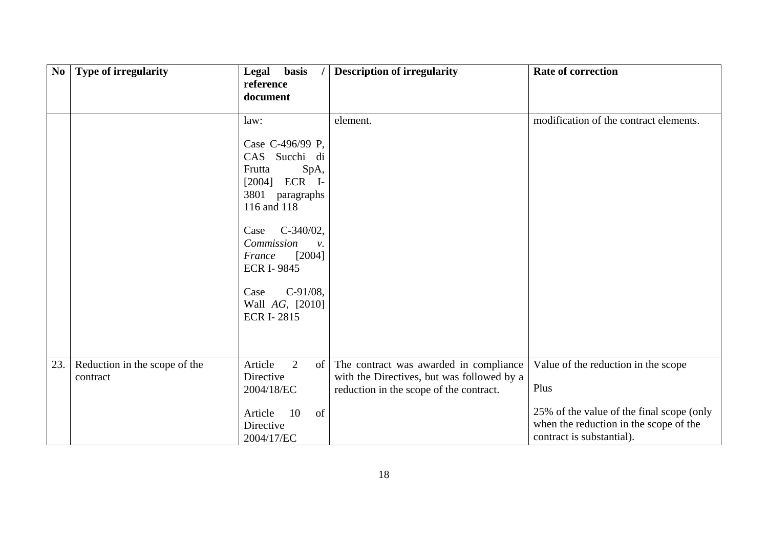| No | Type of irregularity | Legal basis / reference document | Description of irregularity | Rate of correction |
|---|---|---|---|---|
| | | law:<br><br>Case C-496/99 P, CAS Succhi di Frutta SpA, [2004] ECR I-3801 paragraphs 116 and 118<br><br>Case C-340/02, *Commission v. France* [2004] ECR I- 9845<br><br>Case C-91/08, Wall *AG*, [2010] ECR I- 2815 | element. | modification of the contract elements. |
| 23. | Reduction in the scope of the contract | Article 2 of Directive 2004/18/EC<br><br>Article 10 of Directive 2004/17/EC | The contract was awarded in compliance with the Directives, but was followed by a reduction in the scope of the contract. | Value of the reduction in the scope<br><br>Plus<br><br>25% of the value of the final scope (only when the reduction in the scope of the contract is substantial). |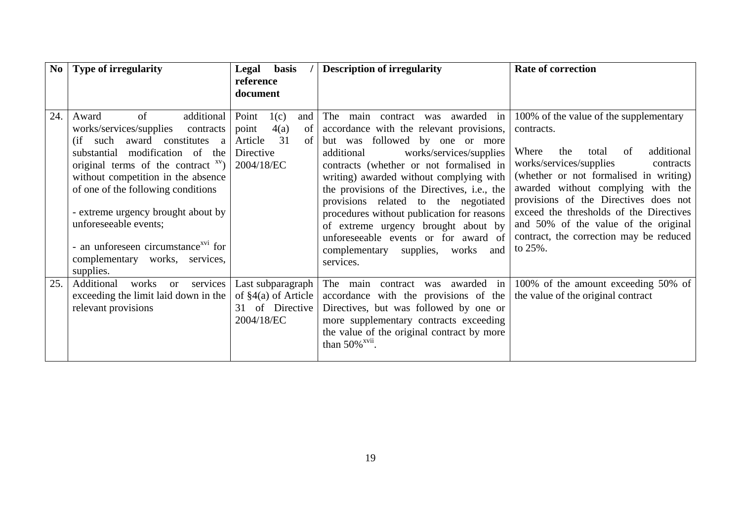| No | Type of irregularity | Legal basis / reference document | Description of irregularity | Rate of correction |
|---|---|---|---|---|
| 24. | Award of additional works/services/supplies contracts (if such award constitutes a substantial modification of the original terms of the contract [xv]) without competition in the absence of one of the following conditions<br><br>- extreme urgency brought about by unforeseeable events;<br><br>- an unforeseen circumstance[xvi] for complementary works, services, supplies. | Point 1(c) and point 4(a) of Article 31 of Directive 2004/18/EC | The main contract was awarded in accordance with the relevant provisions, but was followed by one or more additional works/services/supplies contracts (whether or not formalised in writing) awarded without complying with the provisions of the Directives, i.e., the provisions related to the negotiated procedures without publication for reasons of extreme urgency brought about by unforeseeable events or for award of complementary supplies, works and services. | 100% of the value of the supplementary contracts.<br><br>Where the total of additional works/services/supplies contracts (whether or not formalised in writing) awarded without complying with the provisions of the Directives does not exceed the thresholds of the Directives and 50% of the value of the original contract, the correction may be reduced to 25%. |
| 25. | Additional works or services exceeding the limit laid down in the relevant provisions | Last subparagraph of §4(a) of Article 31 of Directive 2004/18/EC | The main contract was awarded in accordance with the provisions of the Directives, but was followed by one or more supplementary contracts exceeding the value of the original contract by more than 50%[xvii]. | 100% of the amount exceeding 50% of the value of the original contract |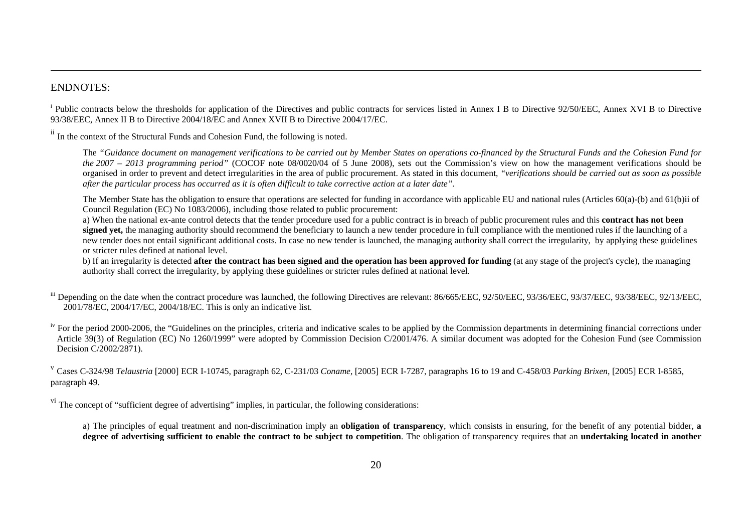## ENDNOTES:

[i] Public contracts below the thresholds for application of the Directives and public contracts for services listed in Annex I B to Directive 92/50/EEC, Annex XVI B to Directive 93/38/EEC, Annex II B to Directive 2004/18/EC and Annex XVII B to Directive 2004/17/EC.

[ii] In the context of the Structural Funds and Cohesion Fund, the following is noted.

> The *"Guidance document on management verifications to be carried out by Member States on operations co-financed by the Structural Funds and the Cohesion Fund for the 2007 – 2013 programming period"* (COCOF note 08/0020/04 of 5 June 2008), sets out the Commission's view on how the management verifications should be organised in order to prevent and detect irregularities in the area of public procurement. As stated in this document, *"verifications should be carried out as soon as possible after the particular process has occurred as it is often difficult to take corrective action at a later date"*.
>
> The Member State has the obligation to ensure that operations are selected for funding in accordance with applicable EU and national rules (Articles 60(a)-(b) and 61(b)ii of Council Regulation (EC) No 1083/2006), including those related to public procurement:
>
> a) When the national ex-ante control detects that the tender procedure used for a public contract is in breach of public procurement rules and this **contract has not been signed yet,** the managing authority should recommend the beneficiary to launch a new tender procedure in full compliance with the mentioned rules if the launching of a new tender does not entail significant additional costs. In case no new tender is launched, the managing authority shall correct the irregularity, by applying these guidelines or stricter rules defined at national level.
>
> b) If an irregularity is detected **after the contract has been signed and the operation has been approved for funding** (at any stage of the project's cycle), the managing authority shall correct the irregularity, by applying these guidelines or stricter rules defined at national level.

[iii] Depending on the date when the contract procedure was launched, the following Directives are relevant: 86/665/EEC, 92/50/EEC, 93/36/EEC, 93/37/EEC, 93/38/EEC, 92/13/EEC, 2001/78/EC, 2004/17/EC, 2004/18/EC. This is only an indicative list.

[iv] For the period 2000-2006, the "Guidelines on the principles, criteria and indicative scales to be applied by the Commission departments in determining financial corrections under Article 39(3) of Regulation (EC) No 1260/1999" were adopted by Commission Decision C/2001/476. A similar document was adopted for the Cohesion Fund (see Commission Decision C/2002/2871).

[v] Cases C-324/98 *Telaustria* [2000] ECR I-10745, paragraph 62, C-231/03 *Coname*, [2005] ECR I-7287, paragraphs 16 to 19 and C-458/03 *Parking Brixen*, [2005] ECR I-8585, paragraph 49.

[vi] The concept of "sufficient degree of advertising" implies, in particular, the following considerations:

> a) The principles of equal treatment and non-discrimination imply an **obligation of transparency**, which consists in ensuring, for the benefit of any potential bidder, **a degree of advertising sufficient to enable the contract to be subject to competition**. The obligation of transparency requires that an **undertaking located in another**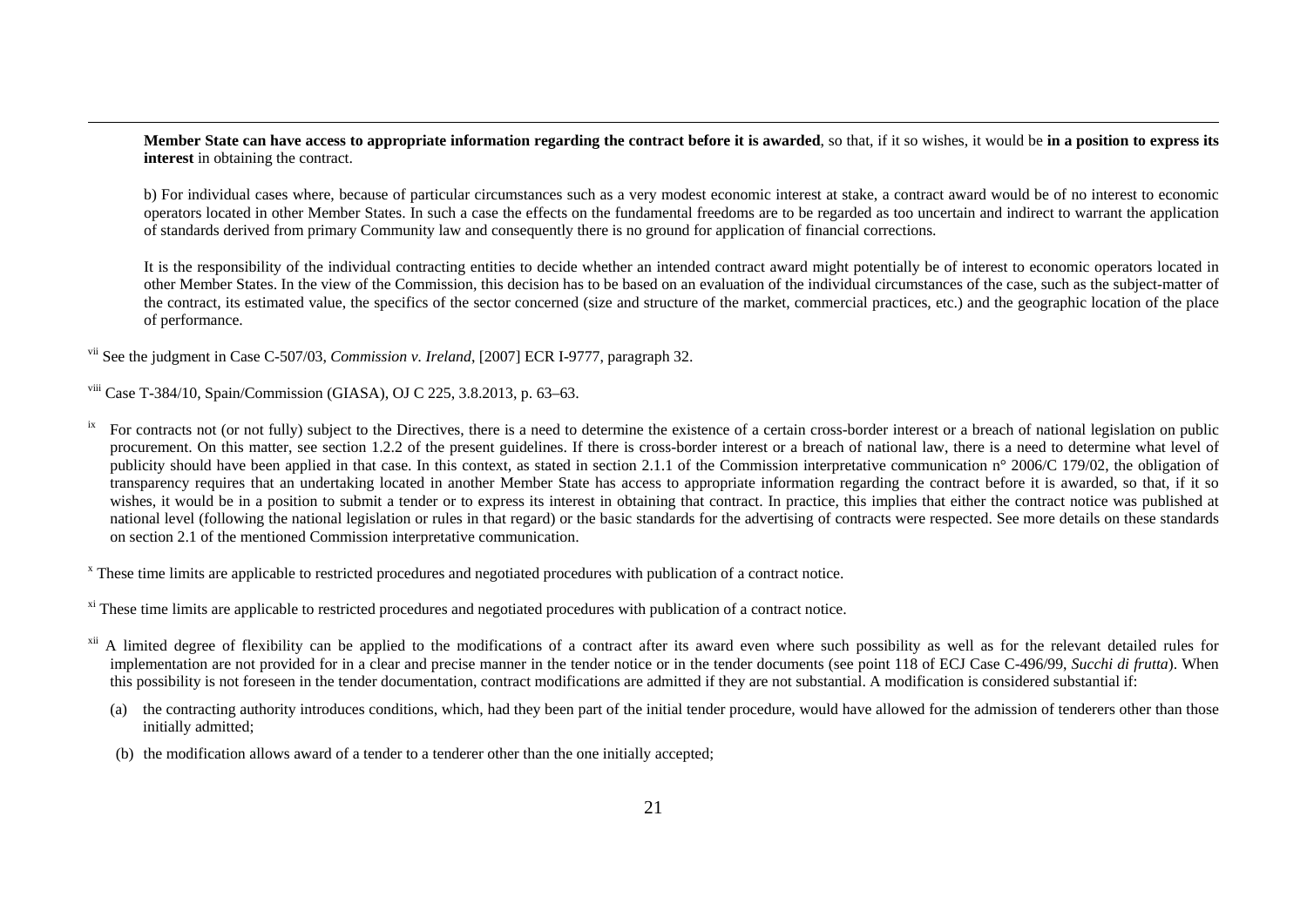**Member State can have access to appropriate information regarding the contract before it is awarded**, so that, if it so wishes, it would be **in a position to express its interest** in obtaining the contract.

b) For individual cases where, because of particular circumstances such as a very modest economic interest at stake, a contract award would be of no interest to economic operators located in other Member States. In such a case the effects on the fundamental freedoms are to be regarded as too uncertain and indirect to warrant the application of standards derived from primary Community law and consequently there is no ground for application of financial corrections.

It is the responsibility of the individual contracting entities to decide whether an intended contract award might potentially be of interest to economic operators located in other Member States. In the view of the Commission, this decision has to be based on an evaluation of the individual circumstances of the case, such as the subject-matter of the contract, its estimated value, the specifics of the sector concerned (size and structure of the market, commercial practices, etc.) and the geographic location of the place of performance.

[vii] See the judgment in Case C-507/03, *Commission v. Ireland*, [2007] ECR I-9777, paragraph 32.

[viii] Case T-384/10, Spain/Commission (GIASA), OJ C 225, 3.8.2013, p. 63–63.

[ix] For contracts not (or not fully) subject to the Directives, there is a need to determine the existence of a certain cross-border interest or a breach of national legislation on public procurement. On this matter, see section 1.2.2 of the present guidelines. If there is cross-border interest or a breach of national law, there is a need to determine what level of publicity should have been applied in that case. In this context, as stated in section 2.1.1 of the Commission interpretative communication n° 2006/C 179/02, the obligation of transparency requires that an undertaking located in another Member State has access to appropriate information regarding the contract before it is awarded, so that, if it so wishes, it would be in a position to submit a tender or to express its interest in obtaining that contract. In practice, this implies that either the contract notice was published at national level (following the national legislation or rules in that regard) or the basic standards for the advertising of contracts were respected. See more details on these standards on section 2.1 of the mentioned Commission interpretative communication.

[x] These time limits are applicable to restricted procedures and negotiated procedures with publication of a contract notice.

[xi] These time limits are applicable to restricted procedures and negotiated procedures with publication of a contract notice.

[xii] A limited degree of flexibility can be applied to the modifications of a contract after its award even where such possibility as well as for the relevant detailed rules for implementation are not provided for in a clear and precise manner in the tender notice or in the tender documents (see point 118 of ECJ Case C-496/99, *Succhi di frutta*). When this possibility is not foreseen in the tender documentation, contract modifications are admitted if they are not substantial. A modification is considered substantial if:

(a) the contracting authority introduces conditions, which, had they been part of the initial tender procedure, would have allowed for the admission of tenderers other than those initially admitted;

(b) the modification allows award of a tender to a tenderer other than the one initially accepted;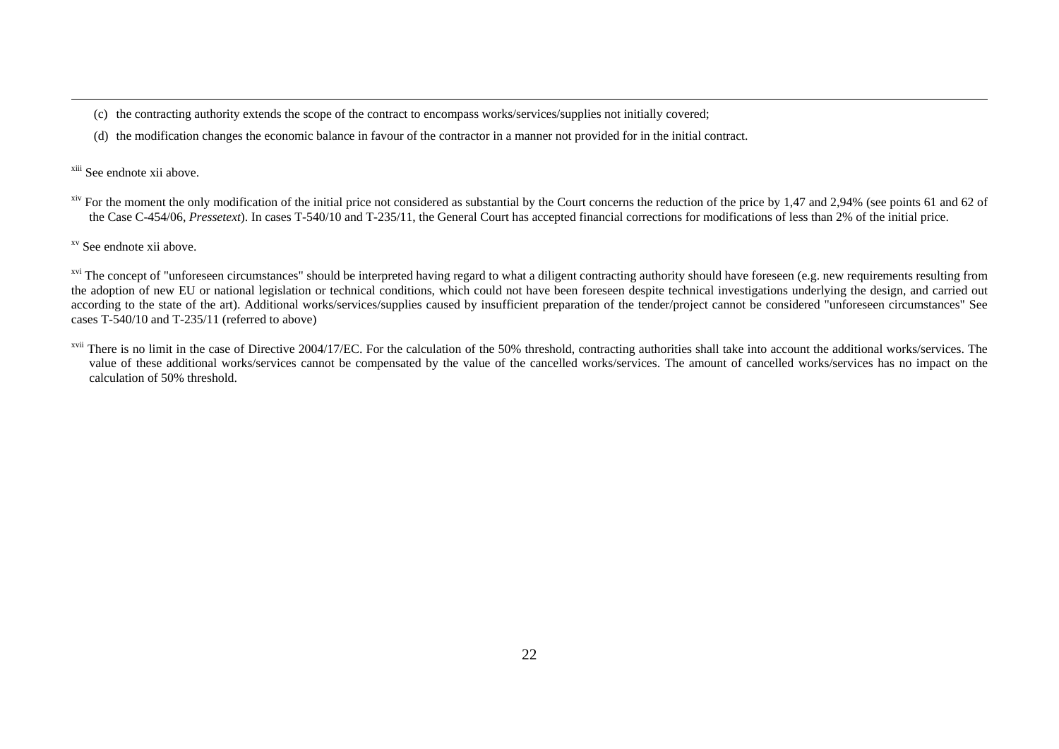(c) the contracting authority extends the scope of the contract to encompass works/services/supplies not initially covered;

(d) the modification changes the economic balance in favour of the contractor in a manner not provided for in the initial contract.

[xiii] See endnote xii above.

[xiv] For the moment the only modification of the initial price not considered as substantial by the Court concerns the reduction of the price by 1,47 and 2,94% (see points 61 and 62 of the Case C-454/06, *Pressetext*). In cases T-540/10 and T-235/11, the General Court has accepted financial corrections for modifications of less than 2% of the initial price.

[xv] See endnote xii above.

[xvi] The concept of "unforeseen circumstances" should be interpreted having regard to what a diligent contracting authority should have foreseen (e.g. new requirements resulting from the adoption of new EU or national legislation or technical conditions, which could not have been foreseen despite technical investigations underlying the design, and carried out according to the state of the art). Additional works/services/supplies caused by insufficient preparation of the tender/project cannot be considered "unforeseen circumstances" See cases T-540/10 and T-235/11 (referred to above)

[xvii] There is no limit in the case of Directive 2004/17/EC. For the calculation of the 50% threshold, contracting authorities shall take into account the additional works/services. The value of these additional works/services cannot be compensated by the value of the cancelled works/services. The amount of cancelled works/services has no impact on the calculation of 50% threshold.